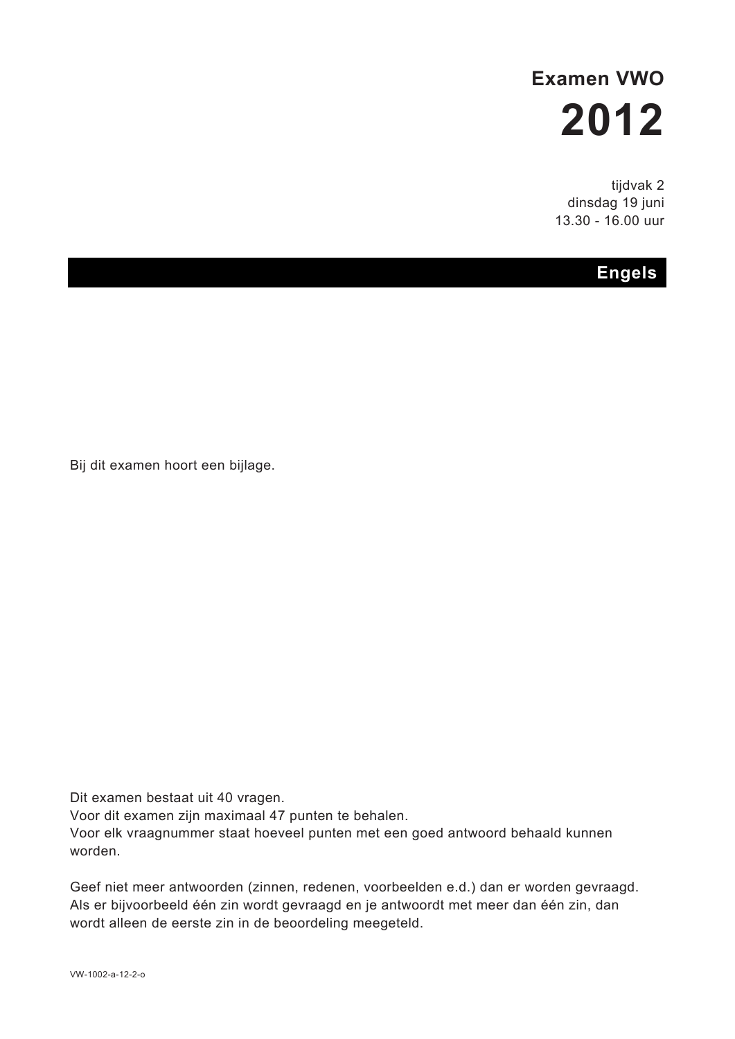# Examen VWO

# 2012

tijdvak 2
dinsdag 19 juni
13.30 - 16.00 uur

## Engels

Bij dit examen hoort een bijlage.

Dit examen bestaat uit 40 vragen.
Voor dit examen zijn maximaal 47 punten te behalen.
Voor elk vraagnummer staat hoeveel punten met een goed antwoord behaald kunnen worden.

Geef niet meer antwoorden (zinnen, redenen, voorbeelden e.d.) dan er worden gevraagd.
Als er bijvoorbeeld één zin wordt gevraagd en je antwoordt met meer dan één zin, dan wordt alleen de eerste zin in de beoordeling meegeteld.

VW-1002-a-12-2-o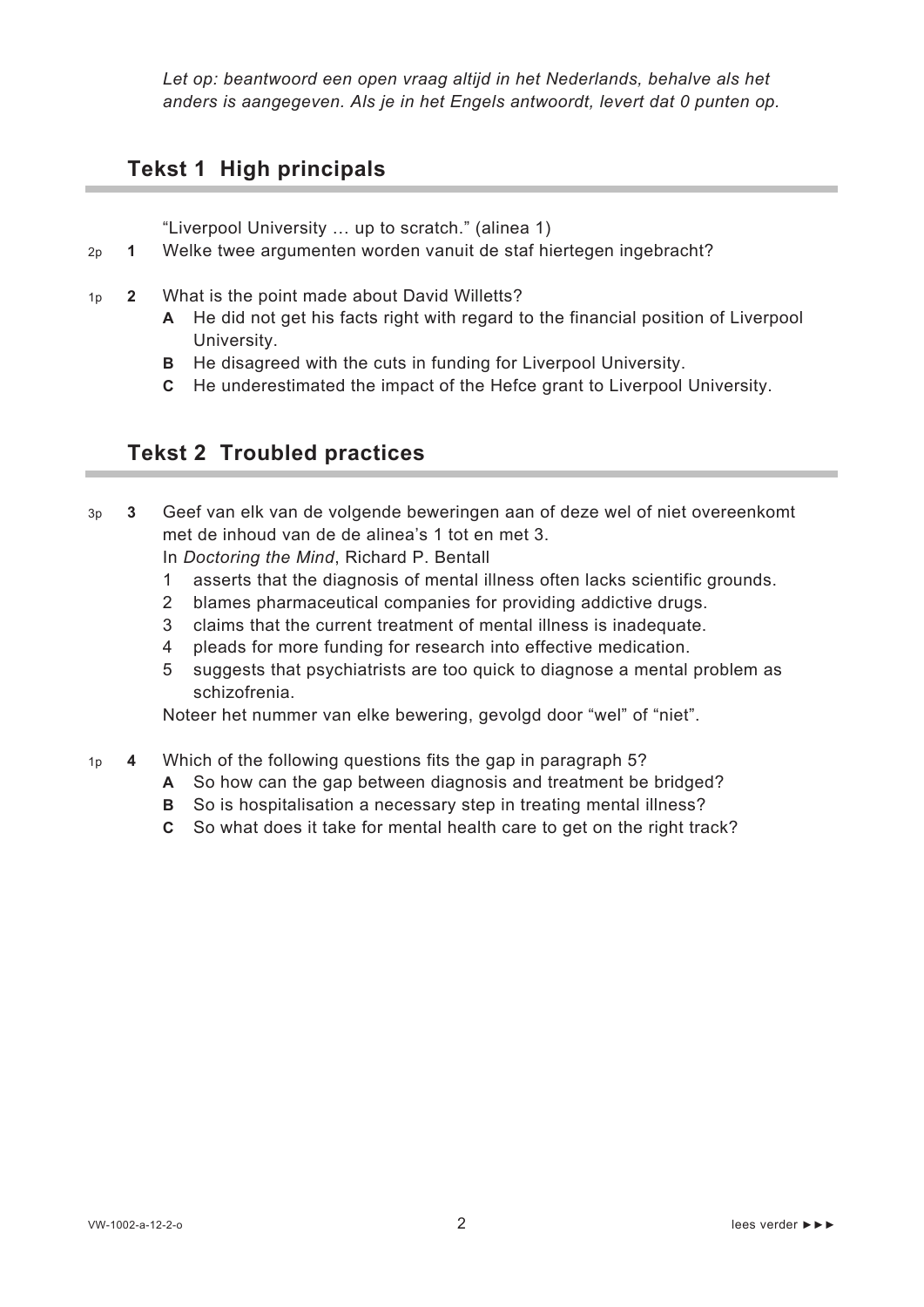*Let op: beantwoord een open vraag altijd in het Nederlands, behalve als het anders is aangegeven. Als je in het Engels antwoordt, levert dat 0 punten op.*

## Tekst 1 High principals

"Liverpool University … up to scratch." (alinea 1)

2p **1** Welke twee argumenten worden vanuit de staf hiertegen ingebracht?

1p **2** What is the point made about David Willetts?

- **A** He did not get his facts right with regard to the financial position of Liverpool University.
- **B** He disagreed with the cuts in funding for Liverpool University.
- **C** He underestimated the impact of the Hefce grant to Liverpool University.

## Tekst 2 Troubled practices

3p **3** Geef van elk van de volgende beweringen aan of deze wel of niet overeenkomt met de inhoud van de de alinea's 1 tot en met 3.

In *Doctoring the Mind*, Richard P. Bentall

1. asserts that the diagnosis of mental illness often lacks scientific grounds.
2. blames pharmaceutical companies for providing addictive drugs.
3. claims that the current treatment of mental illness is inadequate.
4. pleads for more funding for research into effective medication.
5. suggests that psychiatrists are too quick to diagnose a mental problem as schizofrenia.

Noteer het nummer van elke bewering, gevolgd door "wel" of "niet".

1p **4** Which of the following questions fits the gap in paragraph 5?

- **A** So how can the gap between diagnosis and treatment be bridged?
- **B** So is hospitalisation a necessary step in treating mental illness?
- **C** So what does it take for mental health care to get on the right track?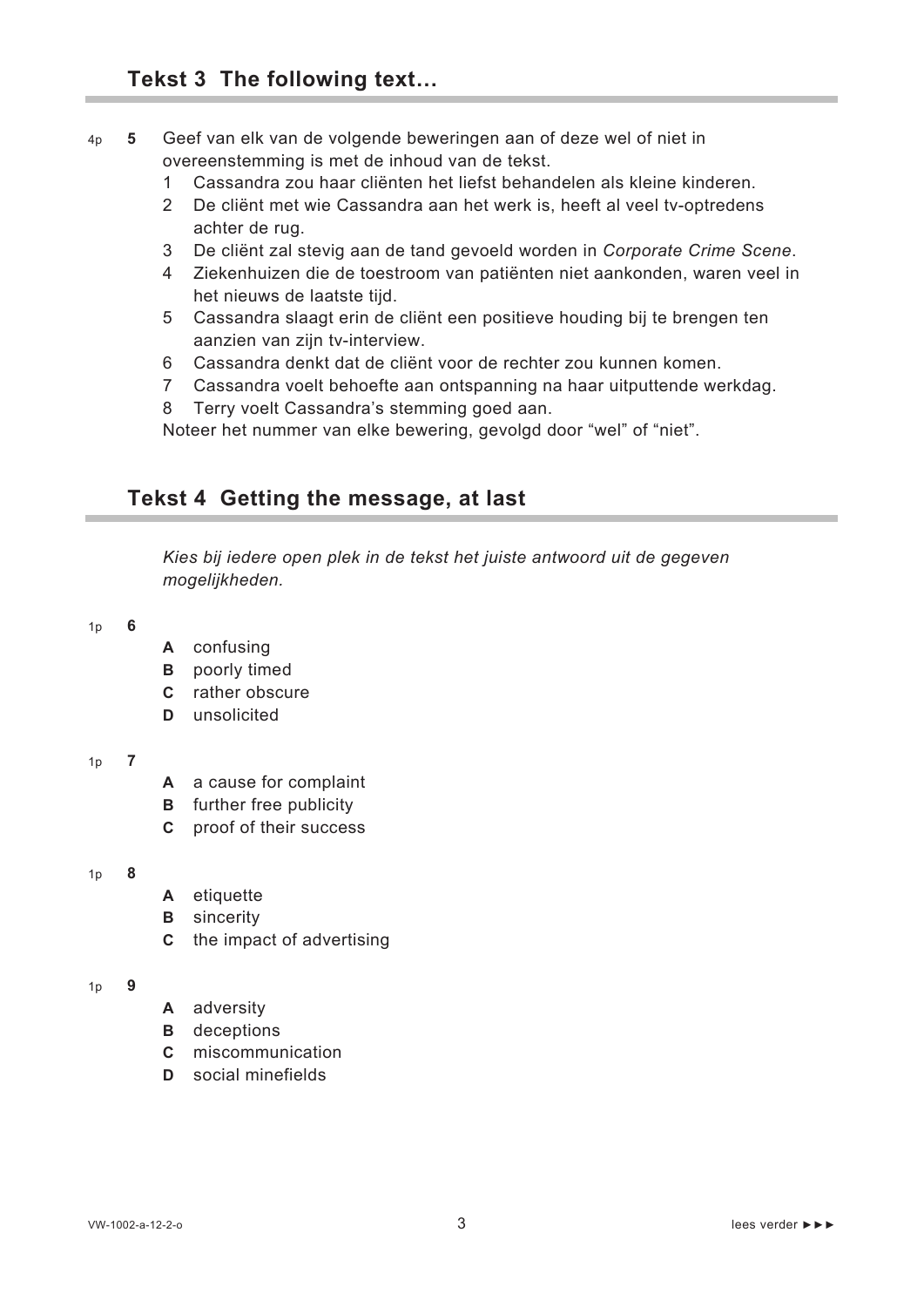## Tekst 3 The following text…

4p **5** Geef van elk van de volgende beweringen aan of deze wel of niet in overeenstemming is met de inhoud van de tekst.

1. Cassandra zou haar cliënten het liefst behandelen als kleine kinderen.
2. De cliënt met wie Cassandra aan het werk is, heeft al veel tv-optredens achter de rug.
3. De cliënt zal stevig aan de tand gevoeld worden in *Corporate Crime Scene*.
4. Ziekenhuizen die de toestroom van patiënten niet aankonden, waren veel in het nieuws de laatste tijd.
5. Cassandra slaagt erin de cliënt een positieve houding bij te brengen ten aanzien van zijn tv-interview.
6. Cassandra denkt dat de cliënt voor de rechter zou kunnen komen.
7. Cassandra voelt behoefte aan ontspanning na haar uitputtende werkdag.
8. Terry voelt Cassandra's stemming goed aan.

Noteer het nummer van elke bewering, gevolgd door "wel" of "niet".

## Tekst 4 Getting the message, at last

*Kies bij iedere open plek in de tekst het juiste antwoord uit de gegeven mogelijkheden.*

1p **6**

- **A** confusing
- **B** poorly timed
- **C** rather obscure
- **D** unsolicited

1p **7**

- **A** a cause for complaint
- **B** further free publicity
- **C** proof of their success

1p **8**

- **A** etiquette
- **B** sincerity
- **C** the impact of advertising

1p **9**

- **A** adversity
- **B** deceptions
- **C** miscommunication
- **D** social minefields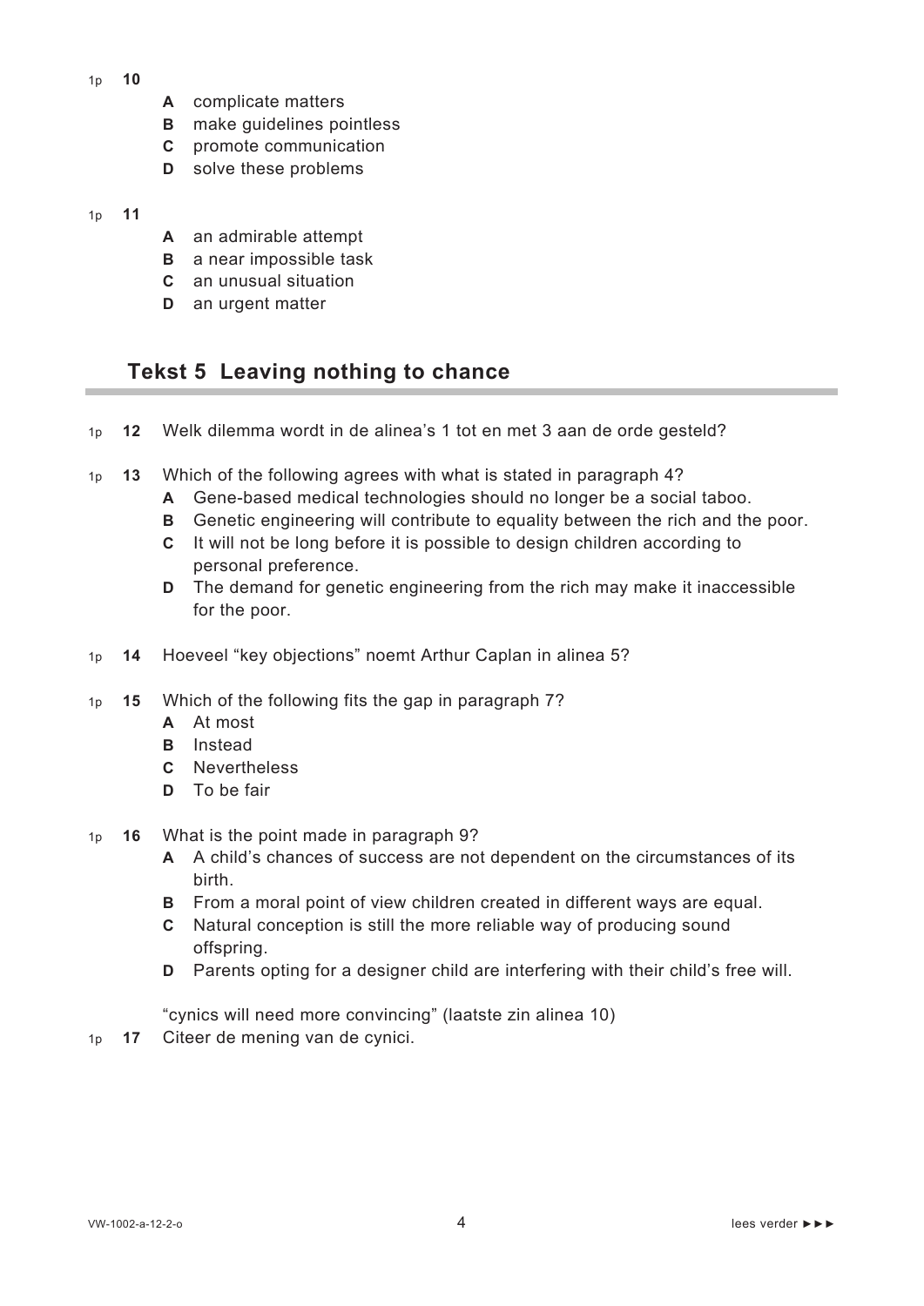1p **10**

- **A** complicate matters
- **B** make guidelines pointless
- **C** promote communication
- **D** solve these problems

1p **11**

- **A** an admirable attempt
- **B** a near impossible task
- **C** an unusual situation
- **D** an urgent matter

## Tekst 5 Leaving nothing to chance

1p **12** Welk dilemma wordt in de alinea's 1 tot en met 3 aan de orde gesteld?

1p **13** Which of the following agrees with what is stated in paragraph 4?

- **A** Gene-based medical technologies should no longer be a social taboo.
- **B** Genetic engineering will contribute to equality between the rich and the poor.
- **C** It will not be long before it is possible to design children according to personal preference.
- **D** The demand for genetic engineering from the rich may make it inaccessible for the poor.

1p **14** Hoeveel "key objections" noemt Arthur Caplan in alinea 5?

1p **15** Which of the following fits the gap in paragraph 7?

- **A** At most
- **B** Instead
- **C** Nevertheless
- **D** To be fair

1p **16** What is the point made in paragraph 9?

- **A** A child's chances of success are not dependent on the circumstances of its birth.
- **B** From a moral point of view children created in different ways are equal.
- **C** Natural conception is still the more reliable way of producing sound offspring.
- **D** Parents opting for a designer child are interfering with their child's free will.

"cynics will need more convincing" (laatste zin alinea 10)

1p **17** Citeer de mening van de cynici.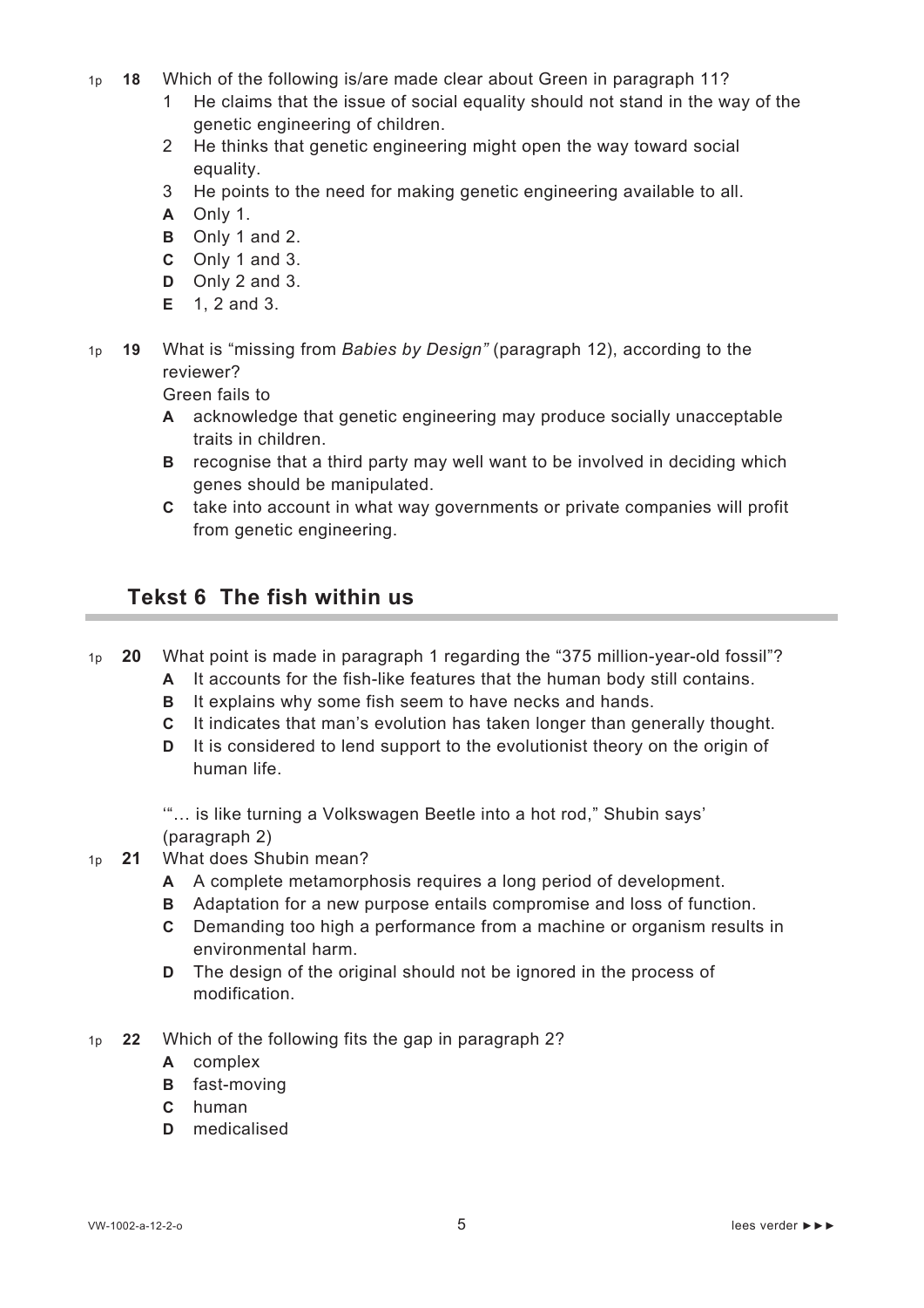1p **18** Which of the following is/are made clear about Green in paragraph 11?

1. He claims that the issue of social equality should not stand in the way of the genetic engineering of children.
2. He thinks that genetic engineering might open the way toward social equality.
3. He points to the need for making genetic engineering available to all.

**A** Only 1.
**B** Only 1 and 2.
**C** Only 1 and 3.
**D** Only 2 and 3.
**E** 1, 2 and 3.

1p **19** What is "missing from *Babies by Design"* (paragraph 12), according to the reviewer?

Green fails to

**A** acknowledge that genetic engineering may produce socially unacceptable traits in children.
**B** recognise that a third party may well want to be involved in deciding which genes should be manipulated.
**C** take into account in what way governments or private companies will profit from genetic engineering.

## Tekst 6 The fish within us

1p **20** What point is made in paragraph 1 regarding the "375 million-year-old fossil"?

**A** It accounts for the fish-like features that the human body still contains.
**B** It explains why some fish seem to have necks and hands.
**C** It indicates that man's evolution has taken longer than generally thought.
**D** It is considered to lend support to the evolutionist theory on the origin of human life.

'"… is like turning a Volkswagen Beetle into a hot rod," Shubin says' (paragraph 2)

1p **21** What does Shubin mean?

**A** A complete metamorphosis requires a long period of development.
**B** Adaptation for a new purpose entails compromise and loss of function.
**C** Demanding too high a performance from a machine or organism results in environmental harm.
**D** The design of the original should not be ignored in the process of modification.

1p **22** Which of the following fits the gap in paragraph 2?

**A** complex
**B** fast-moving
**C** human
**D** medicalised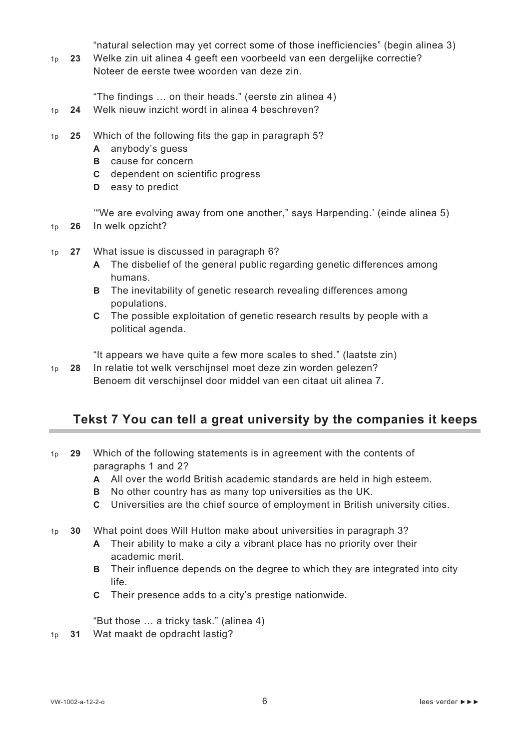"natural selection may yet correct some of those inefficiencies" (begin alinea 3)

1p **23** Welke zin uit alinea 4 geeft een voorbeeld van een dergelijke correctie? Noteer de eerste twee woorden van deze zin.

"The findings … on their heads." (eerste zin alinea 4)

1p **24** Welk nieuw inzicht wordt in alinea 4 beschreven?

1p **25** Which of the following fits the gap in paragraph 5?
- **A** anybody's guess
- **B** cause for concern
- **C** dependent on scientific progress
- **D** easy to predict

'"We are evolving away from one another," says Harpending.' (einde alinea 5)

1p **26** In welk opzicht?

1p **27** What issue is discussed in paragraph 6?
- **A** The disbelief of the general public regarding genetic differences among humans.
- **B** The inevitability of genetic research revealing differences among populations.
- **C** The possible exploitation of genetic research results by people with a political agenda.

"It appears we have quite a few more scales to shed." (laatste zin)

1p **28** In relatie tot welk verschijnsel moet deze zin worden gelezen? Benoem dit verschijnsel door middel van een citaat uit alinea 7.

## Tekst 7 You can tell a great university by the companies it keeps

1p **29** Which of the following statements is in agreement with the contents of paragraphs 1 and 2?
- **A** All over the world British academic standards are held in high esteem.
- **B** No other country has as many top universities as the UK.
- **C** Universities are the chief source of employment in British university cities.

1p **30** What point does Will Hutton make about universities in paragraph 3?
- **A** Their ability to make a city a vibrant place has no priority over their academic merit.
- **B** Their influence depends on the degree to which they are integrated into city life.
- **C** Their presence adds to a city's prestige nationwide.

"But those … a tricky task." (alinea 4)

1p **31** Wat maakt de opdracht lastig?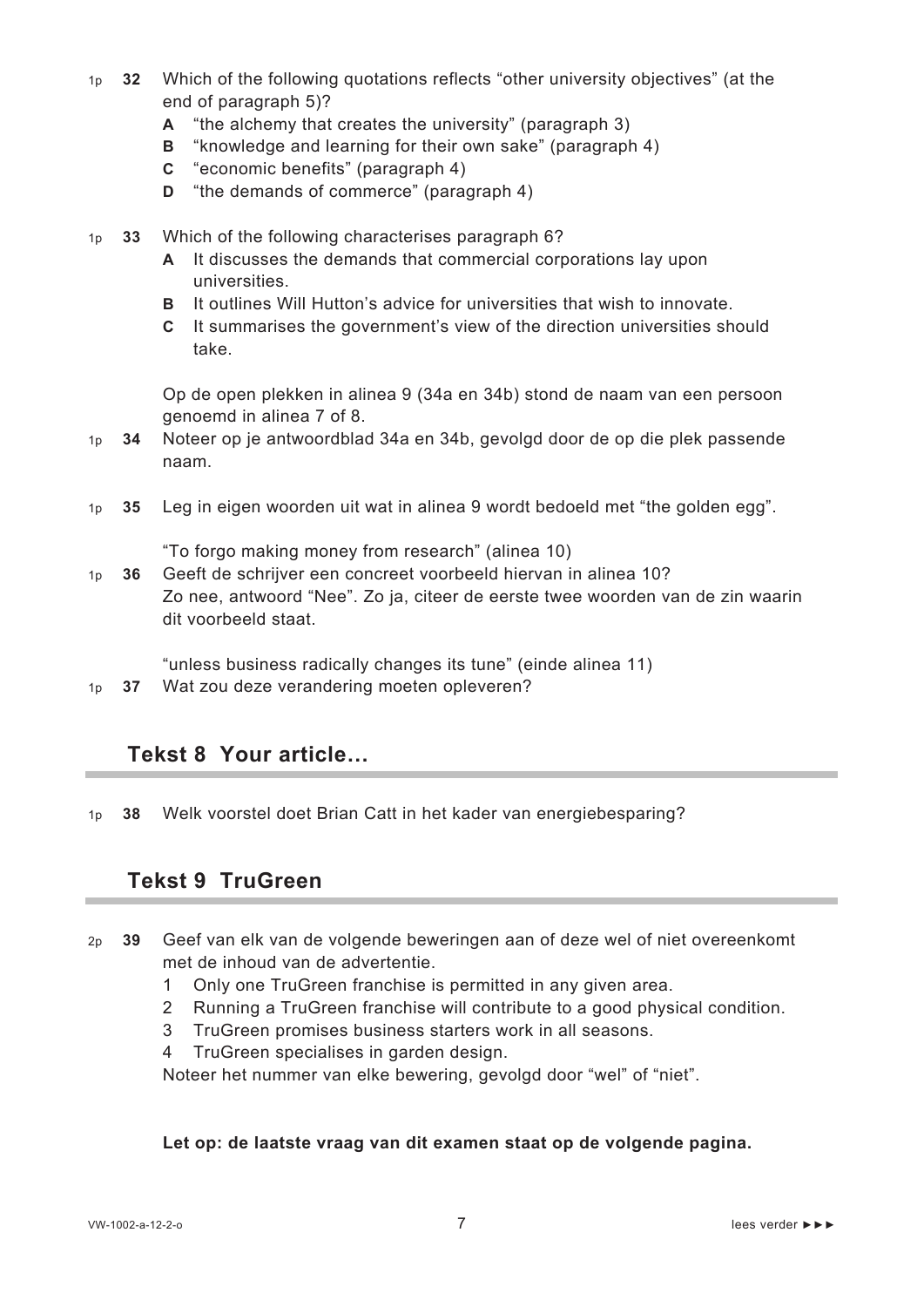1p **32** Which of the following quotations reflects "other university objectives" (at the end of paragraph 5)?

- **A** "the alchemy that creates the university" (paragraph 3)
- **B** "knowledge and learning for their own sake" (paragraph 4)
- **C** "economic benefits" (paragraph 4)
- **D** "the demands of commerce" (paragraph 4)

1p **33** Which of the following characterises paragraph 6?

- **A** It discusses the demands that commercial corporations lay upon universities.
- **B** It outlines Will Hutton's advice for universities that wish to innovate.
- **C** It summarises the government's view of the direction universities should take.

Op de open plekken in alinea 9 (34a en 34b) stond de naam van een persoon genoemd in alinea 7 of 8.

1p **34** Noteer op je antwoordblad 34a en 34b, gevolgd door de op die plek passende naam.

1p **35** Leg in eigen woorden uit wat in alinea 9 wordt bedoeld met "the golden egg".

"To forgo making money from research" (alinea 10)

1p **36** Geeft de schrijver een concreet voorbeeld hiervan in alinea 10? Zo nee, antwoord "Nee". Zo ja, citeer de eerste twee woorden van de zin waarin dit voorbeeld staat.

"unless business radically changes its tune" (einde alinea 11)

1p **37** Wat zou deze verandering moeten opleveren?

## Tekst 8 Your article…

1p **38** Welk voorstel doet Brian Catt in het kader van energiebesparing?

## Tekst 9 TruGreen

2p **39** Geef van elk van de volgende beweringen aan of deze wel of niet overeenkomt met de inhoud van de advertentie.

1. Only one TruGreen franchise is permitted in any given area.
2. Running a TruGreen franchise will contribute to a good physical condition.
3. TruGreen promises business starters work in all seasons.
4. TruGreen specialises in garden design.

Noteer het nummer van elke bewering, gevolgd door "wel" of "niet".

**Let op: de laatste vraag van dit examen staat op de volgende pagina.**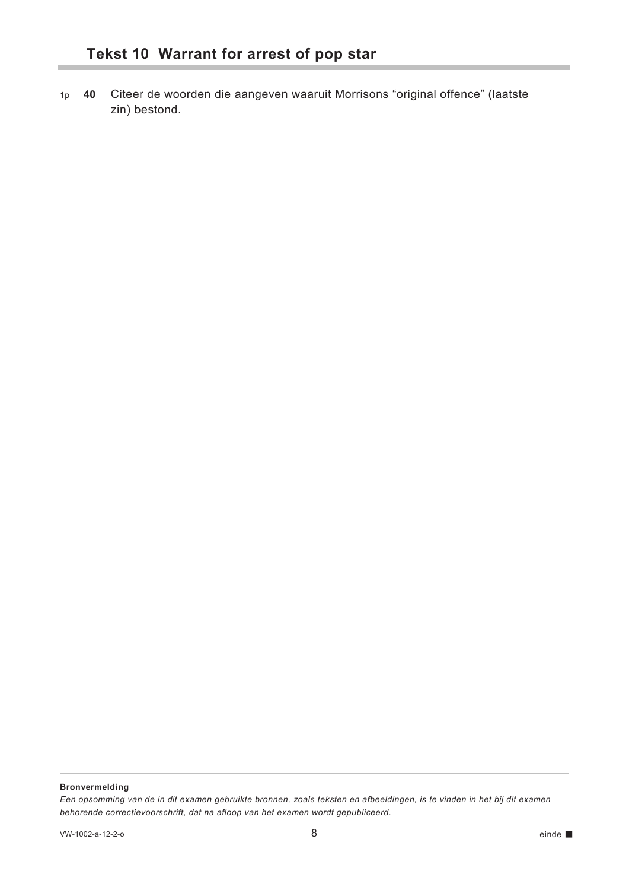## Tekst 10 Warrant for arrest of pop star

1p **40** Citeer de woorden die aangeven waaruit Morrisons “original offence” (laatste zin) bestond.

**Bronvermelding**

*Een opsomming van de in dit examen gebruikte bronnen, zoals teksten en afbeeldingen, is te vinden in het bij dit examen behorende correctievoorschrift, dat na afloop van het examen wordt gepubliceerd.*